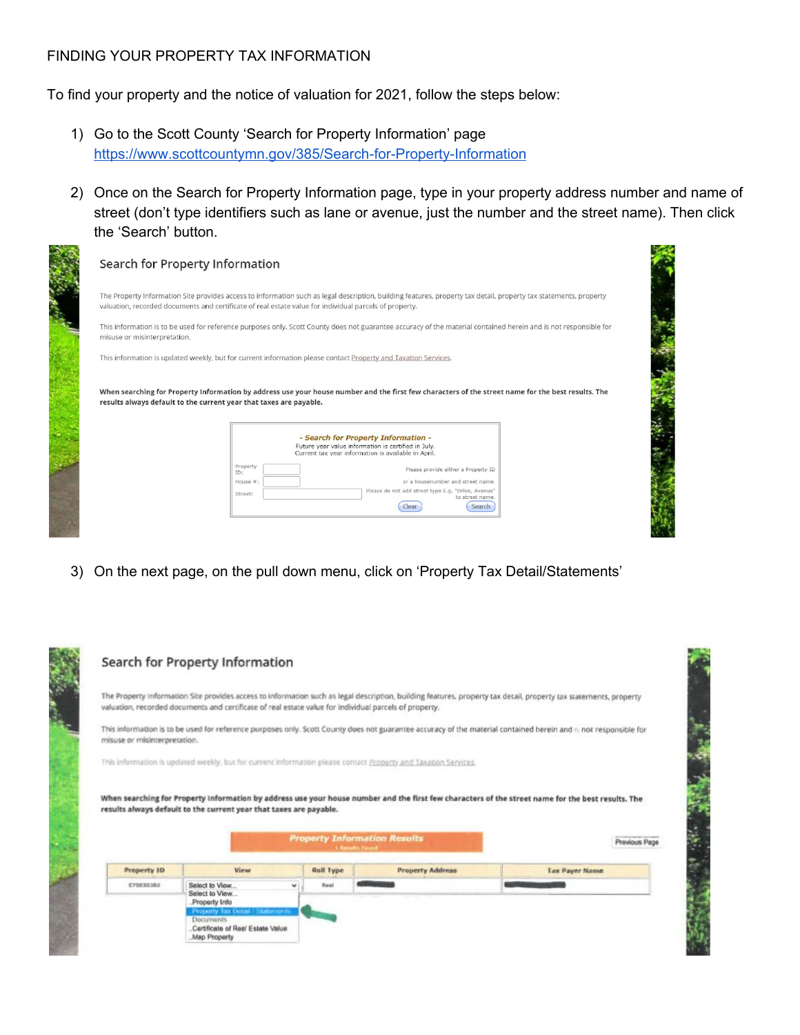FINDING YOUR PROPERTY TAX INFORMATION

To find your property and the notice of valuation for 2021, follow the steps below:

1) Go to the Scott County 'Search for Property Information' page https://www.scottcountymn.gov/385/Search-for-Property-Information

2) Once on the Search for Property Information page, type in your property address number and name of street (don't type identifiers such as lane or avenue, just the number and the street name). Then click the 'Search' button.

Search for Property Information

The Property Information Site provides access to information such as legal description, building features, property tax detail, property tax statements, property valuation, recorded documents and certificate of real estate value for individual parcels of property.

This information is to be used for reference purposes only. Scott County does not guarantee accuracy of the material contained herein and is not responsible for misuse or misinterpretation.

This information is updated weekly, but for current information please contact Property and Taxation Services.

**When searching for Property Information by address use your house number and the first few characters of the street name for the best results. The results always default to the current year that taxes are payable.**

- Search for Property Information -
Future year value information is certified in July.
Current tax year information is available in April.

Property ID: Please provide either a Property ID
House #: or a housenumber and street name.
Street: Please do not add street type E.g. "Drive, Avenue" to street name.

Clear Search

3) On the next page, on the pull down menu, click on 'Property Tax Detail/Statements'

Search for Property Information

The Property Information Site provides access to information such as legal description, building features, property tax detail, property tax statements, property valuation, recorded documents and certificate of real estate value for individual parcels of property.

This information is to be used for reference purposes only. Scott County does not guarantee accuracy of the material contained herein and is not responsible for misuse or misinterpretation.

This information is updated weekly, but for current information please contact Property and Taxation Services.

**When searching for Property Information by address use your house number and the first few characters of the street name for the best results. The results always default to the current year that taxes are payable.**

Property Information Results
1 Results Found

Previous Page

| Property ID | View | Roll Type | Property Address | Tax Payer Name |
|---|---|---|---|---|
| 270030383 | Select to View... | Real | | |

Select to View...
Property Info
Property Tax Detail / Statements
Documents
Certificate of Real Estate Value
Map Property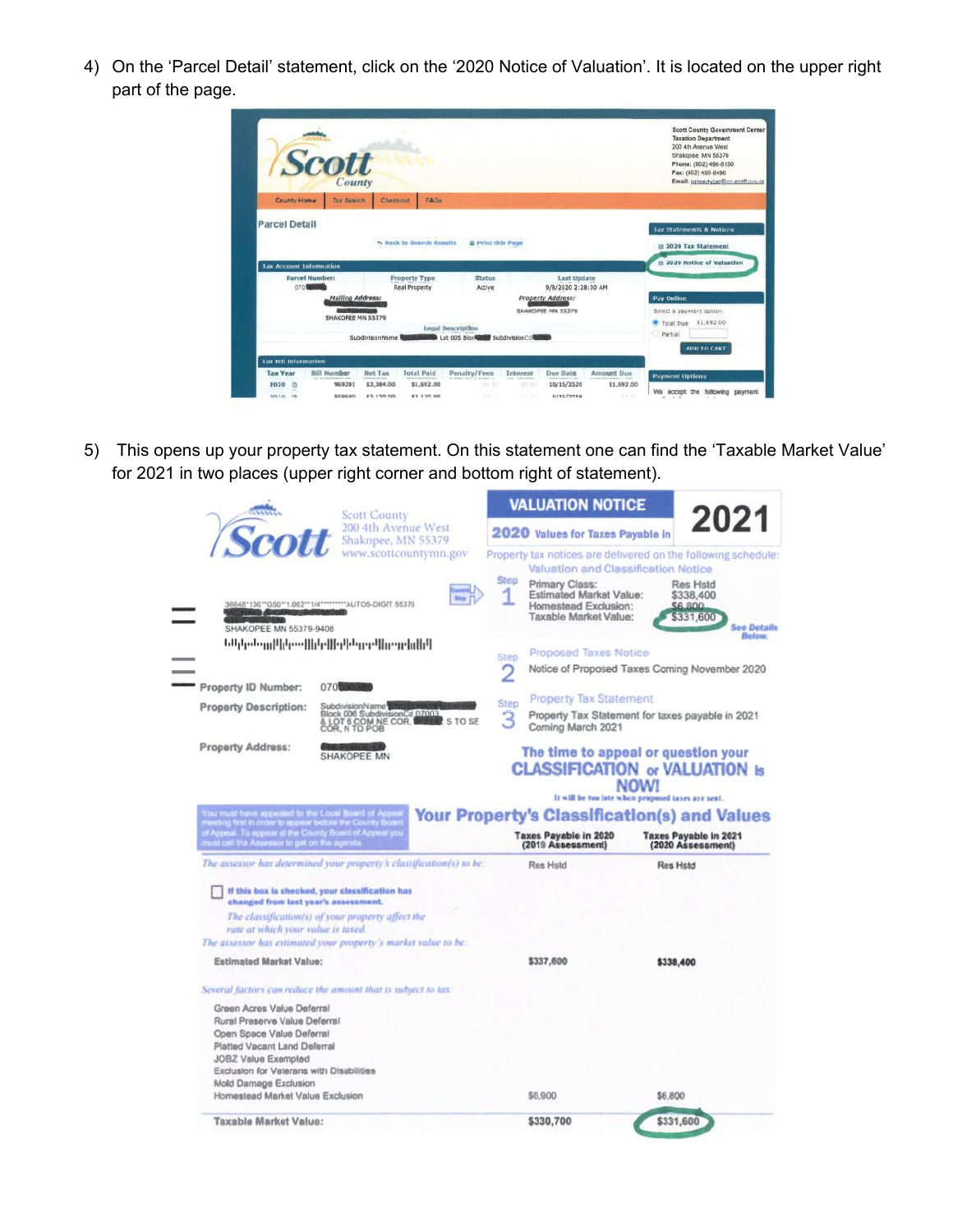4) On the 'Parcel Detail' statement, click on the '2020 Notice of Valuation'. It is located on the upper right part of the page.

5) This opens up your property tax statement. On this statement one can find the 'Taxable Market Value' for 2021 in two places (upper right corner and bottom right of statement).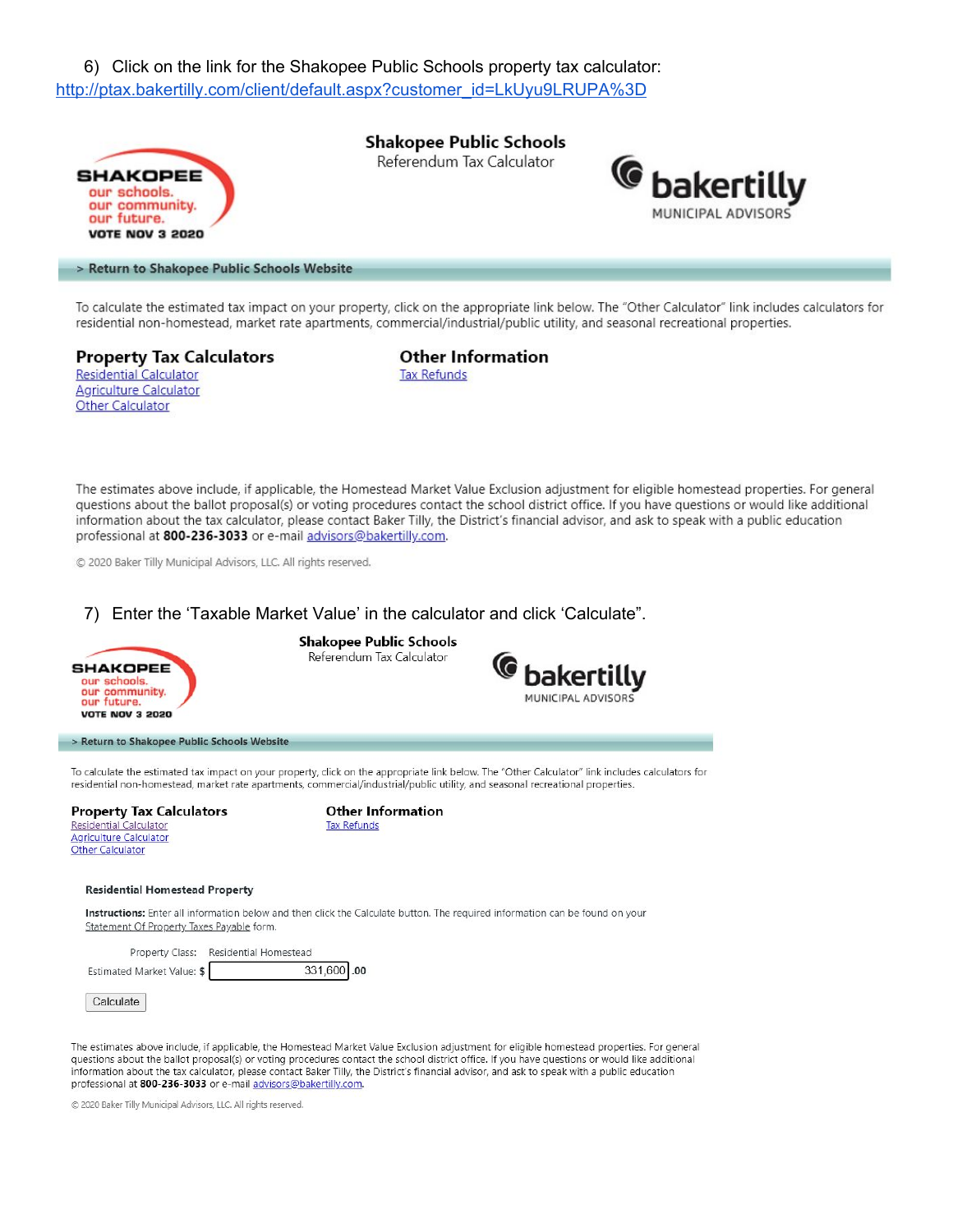6) Click on the link for the Shakopee Public Schools property tax calculator: http://ptax.bakertilly.com/client/default.aspx?customer_id=LkUyu9LRUPA%3D

SHAKOPEE
our schools.
our community.
our future.
VOTE NOV 3 2020

**Shakopee Public Schools**
Referendum Tax Calculator

bakertilly
MUNICIPAL ADVISORS

> Return to Shakopee Public Schools Website

To calculate the estimated tax impact on your property, click on the appropriate link below. The "Other Calculator" link includes calculators for residential non-homestead, market rate apartments, commercial/industrial/public utility, and seasonal recreational properties.

**Property Tax Calculators**
Residential Calculator
Agriculture Calculator
Other Calculator

**Other Information**
Tax Refunds

The estimates above include, if applicable, the Homestead Market Value Exclusion adjustment for eligible homestead properties. For general questions about the ballot proposal(s) or voting procedures contact the school district office. If you have questions or would like additional information about the tax calculator, please contact Baker Tilly, the District's financial advisor, and ask to speak with a public education professional at **800-236-3033** or e-mail advisors@bakertilly.com.

© 2020 Baker Tilly Municipal Advisors, LLC. All rights reserved.

7) Enter the 'Taxable Market Value' in the calculator and click 'Calculate".

SHAKOPEE
our schools.
our community.
our future.
VOTE NOV 3 2020

**Shakopee Public Schools**
Referendum Tax Calculator

bakertilly
MUNICIPAL ADVISORS

> Return to Shakopee Public Schools Website

To calculate the estimated tax impact on your property, click on the appropriate link below. The "Other Calculator" link includes calculators for residential non-homestead, market rate apartments, commercial/industrial/public utility, and seasonal recreational properties.

**Property Tax Calculators**
Residential Calculator
Agriculture Calculator
Other Calculator

**Other Information**
Tax Refunds

**Residential Homestead Property**

**Instructions:** Enter all information below and then click the Calculate button. The required information can be found on your Statement Of Property Taxes Payable form.

Property Class: Residential Homestead

Estimated Market Value: $ 331,600 .00

Calculate

The estimates above include, if applicable, the Homestead Market Value Exclusion adjustment for eligible homestead properties. For general questions about the ballot proposal(s) or voting procedures contact the school district office. If you have questions or would like additional information about the tax calculator, please contact Baker Tilly, the District's financial advisor, and ask to speak with a public education professional at **800-236-3033** or e-mail advisors@bakertilly.com.

© 2020 Baker Tilly Municipal Advisors, LLC. All rights reserved.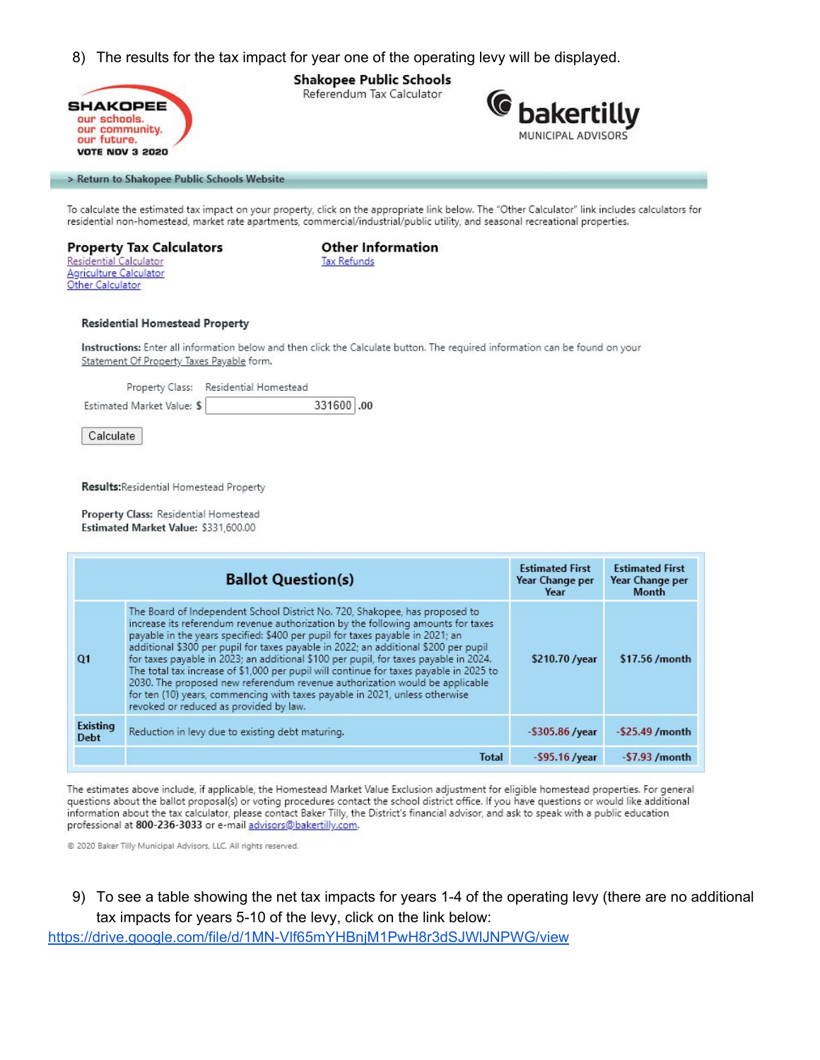8) The results for the tax impact for year one of the operating levy will be displayed.

SHAKOPEE
our schools.
our community.
our future.
VOTE NOV 3 2020

**Shakopee Public Schools**
Referendum Tax Calculator

bakertilly
MUNICIPAL ADVISORS

> Return to Shakopee Public Schools Website

To calculate the estimated tax impact on your property, click on the appropriate link below. The "Other Calculator" link includes calculators for residential non-homestead, market rate apartments, commercial/industrial/public utility, and seasonal recreational properties.

**Property Tax Calculators**
Residential Calculator
Agriculture Calculator
Other Calculator

**Other Information**
Tax Refunds

**Residential Homestead Property**

**Instructions:** Enter all information below and then click the Calculate button. The required information can be found on your Statement Of Property Taxes Payable form.

Property Class: Residential Homestead
Estimated Market Value: $ 331600 .00

Calculate

**Results:** Residential Homestead Property

**Property Class:** Residential Homestead
**Estimated Market Value:** $331,600.00

| | Ballot Question(s) | Estimated First Year Change per Year | Estimated First Year Change per Month |
|---|---|---|---|
| Q1 | The Board of Independent School District No. 720, Shakopee, has proposed to increase its referendum revenue authorization by the following amounts for taxes payable in the years specified: $400 per pupil for taxes payable in 2021; an additional $300 per pupil for taxes payable in 2022; an additional $200 per pupil for taxes payable in 2023; an additional $100 per pupil, for taxes payable in 2024. The total tax increase of $1,000 per pupil will continue for taxes payable in 2025 to 2030. The proposed new referendum revenue authorization would be applicable for ten (10) years, commencing with taxes payable in 2021, unless otherwise revoked or reduced as provided by law. | $210.70 /year | $17.56 /month |
| Existing Debt | Reduction in levy due to existing debt maturing. | -$305.86 /year | -$25.49 /month |
| | Total | -$95.16 /year | -$7.93 /month |

The estimates above include, if applicable, the Homestead Market Value Exclusion adjustment for eligible homestead properties. For general questions about the ballot proposal(s) or voting procedures contact the school district office. If you have questions or would like additional information about the tax calculator, please contact Baker Tilly, the District's financial advisor, and ask to speak with a public education professional at **800-236-3033** or e-mail advisors@bakertilly.com.

© 2020 Baker Tilly Municipal Advisors, LLC. All rights reserved.

9) To see a table showing the net tax impacts for years 1-4 of the operating levy (there are no additional tax impacts for years 5-10 of the levy, click on the link below:

https://drive.google.com/file/d/1MN-Vlf65mYHBnjM1PwH8r3dSJWlJNPWG/view